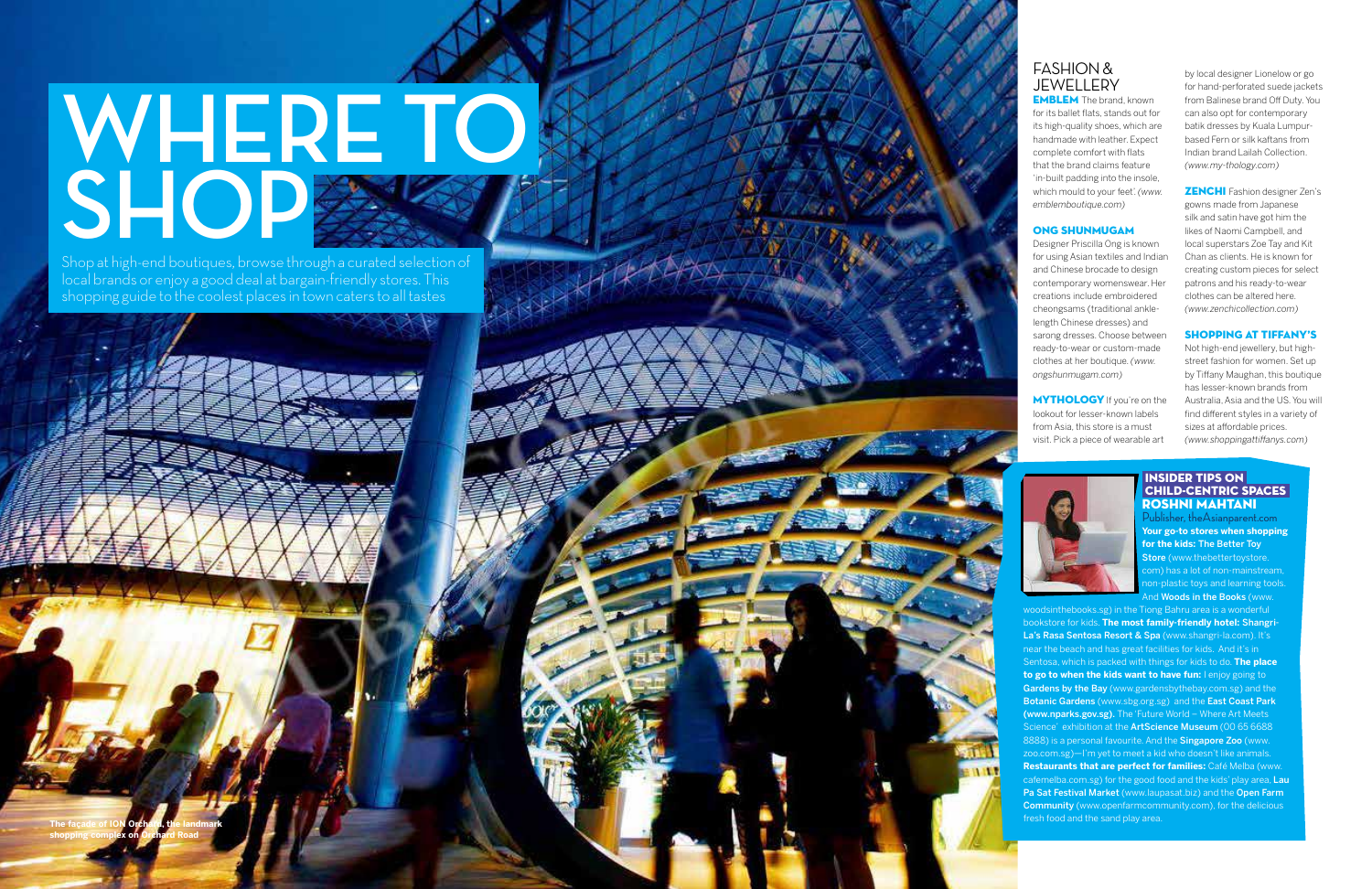# WHERE TO SHOP

Shop at high-end boutiques, browse through a curated selection of local brands or enjoy a good deal at bargain-friendly stores. This shopping guide to the coolest places in town caters to all tastes

The façade of ION Orchard, the landmark shopping complex on Orchard Road

## FASHION & JEWELLERY

**EMBLEM** The brand, known for its ballet flats, stands out for its high-quality shoes, which are handmade with leather. Expect complete comfort with flats that the brand claims feature 'in-built padding into the insole, which mould to your feet'. *(www.emblemboutique.com)*

**ONG SHUNMUGAM**
Designer Priscilla Ong is known for using Asian textiles and Indian and Chinese brocade to design contemporary womenswear. Her creations include embroidered cheongsams (traditional ankle-length Chinese dresses) and sarong dresses. Choose between ready-to-wear or custom-made clothes at her boutique. *(www.ongshunmugam.com)*

**MYTHOLOGY** If you're on the lookout for lesser-known labels from Asia, this store is a must visit. Pick a piece of wearable art by local designer Lionelow or go for hand-perforated suede jackets from Balinese brand Off Duty. You can also opt for contemporary batik dresses by Kuala Lumpur-based Fern or silk kaftans from Indian brand Lailah Collection. *(www.my-thology.com)*

**ZENCHI** Fashion designer Zen's gowns made from Japanese silk and satin have got him the likes of Naomi Campbell, and local superstars Zoe Tay and Kit Chan as clients. He is known for creating custom pieces for select patrons and his ready-to-wear clothes can be altered here. *(www.zenchicollection.com)*

**SHOPPING AT TIFFANY'S**
Not high-end jewellery, but high-street fashion for women. Set up by Tiffany Maughan, this boutique has lesser-known brands from Australia, Asia and the US. You will find different styles in a variety of sizes at affordable prices. *(www.shoppingattiffanys.com)*

### INSIDER TIPS ON CHILD-CENTRIC SPACES
**ROSHNI MAHTANI**
Publisher, theAsianparent.com

**Your go-to stores when shopping for the kids: The Better Toy Store** (www.thebettertoystore.com) has a lot of non-mainstream, non-plastic toys and learning tools. And **Woods in the Books** (www.woodsinthebooks.sg) in the Tiong Bahru area is a wonderful bookstore for kids. **The most family-friendly hotel:** **Shangri-La's Rasa Sentosa Resort & Spa** (www.shangri-la.com). It's near the beach and has great facilities for kids. And it's in Sentosa, which is packed with things for kids to do. **The place to go to when the kids want to have fun:** I enjoy going to **Gardens by the Bay** (www.gardensbythebay.com.sg) and the **Botanic Gardens** (www.sbg.org.sg) and the **East Coast Park (www.nparks.gov.sg).** The 'Future World – Where Art Meets Science' exhibition at the **ArtScience Museum** (00 65 6688 8888) is a personal favourite. And the **Singapore Zoo** (www.zoo.com.sg)—I'm yet to meet a kid who doesn't like animals. **Restaurants that are perfect for families:** Café Melba (www.cafemelba.com.sg) for the good food and the kids' play area. **Lau Pa Sat Festival Market** (www.laupasat.biz) and the **Open Farm Community** (www.openfarmcommunity.com), for the delicious fresh food and the sand play area.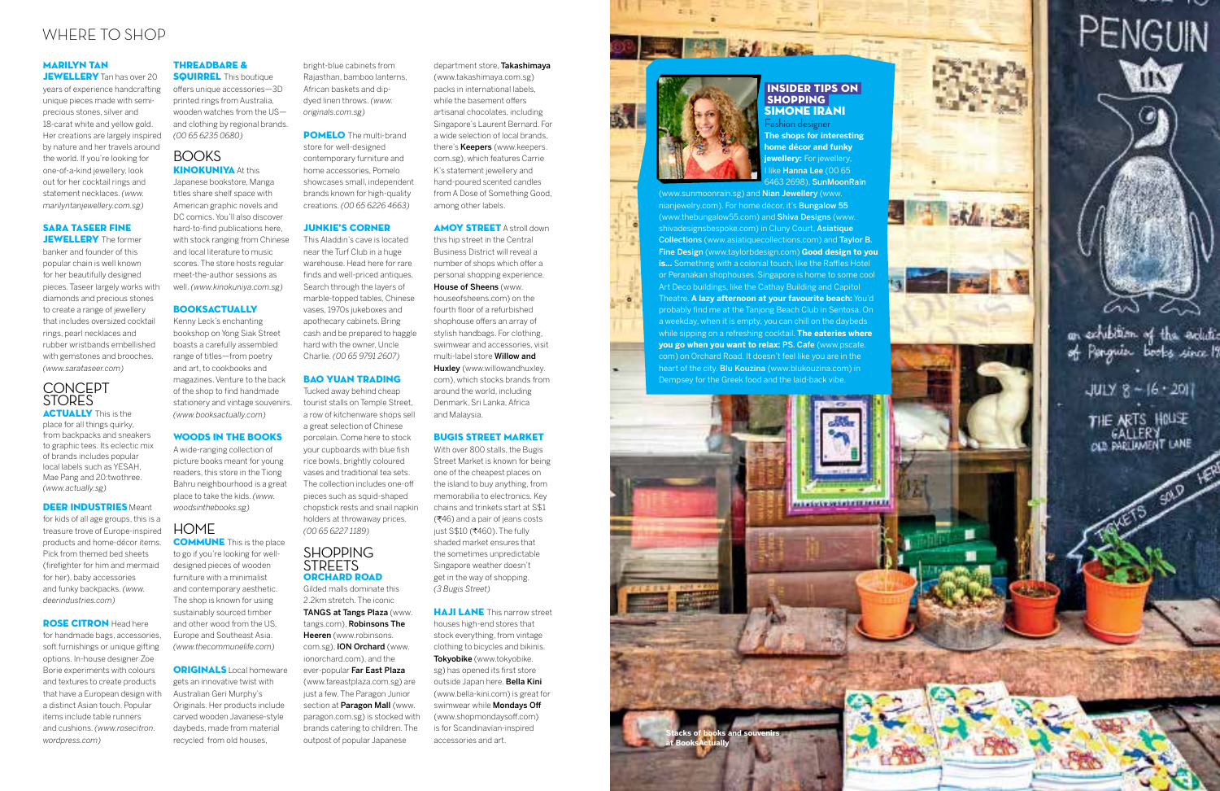# WHERE TO SHOP

**MARILYN TAN JEWELLERY** Tan has over 20 years of experience handcrafting unique pieces made with semi-precious stones, silver and 18-carat white and yellow gold. Her creations are largely inspired by nature and her travels around the world. If you're looking for one-of-a-kind jewellery, look out for her cocktail rings and statement necklaces. *(www.marilyntanjewellery.com.sg)*

**SARA TASEER FINE JEWELLERY** The former banker and founder of this popular chain is well known for her beautifully designed pieces. Taseer largely works with diamonds and precious stones to create a range of jewellery that includes oversized cocktail rings, pearl necklaces and rubber wristbands embellished with gemstones and brooches. *(www.sarataseer.com)*

## CONCEPT STORES

**ACTUALLY** This is the place for all things quirky, from backpacks and sneakers to graphic tees. Its eclectic mix of brands includes popular local labels such as YESAH, Mae Pang and 20:twothree. *(www.actually.sg)*

**DEER INDUSTRIES** Meant for kids of all age groups, this is a treasure trove of Europe-inspired products and home-décor items. Pick from themed bed sheets (firefighter for him and mermaid for her), baby accessories and funky backpacks. *(www.deerindustries.com)*

**ROSE CITRON** Head here for handmade bags, accessories, soft furnishings or unique gifting options. In-house designer Zoe Borie experiments with colours and textures to create products that have a European design with a distinct Asian touch. Popular items include table runners and cushions. *(www.rosecitron.wordpress.com)*

**THREADBARE & SQUIRREL** This boutique offers unique accessories—3D printed rings from Australia, wooden watches from the US—and clothing by regional brands. *(00 65 6235 0680)*

## BOOKS

**KINOKUNIYA** At this Japanese bookstore, Manga titles share shelf space with American graphic novels and DC comics. You'll also discover hard-to-find publications here, with stock ranging from Chinese and local literature to music scores. The store hosts regular meet-the-author sessions as well. *(www.kinokuniya.com.sg)*

**BOOKSACTUALLY** Kenny Leck's enchanting bookshop on Yong Siak Street boasts a carefully assembled range of titles—from poetry and art, to cookbooks and magazines. Venture to the back of the shop to find handmade stationery and vintage souvenirs. *(www.booksactually.com)*

**WOODS IN THE BOOKS** A wide-ranging collection of picture books meant for young readers, this store in the Tiong Bahru neighbourhood is a great place to take the kids. *(www.woodsinthebooks.sg)*

## HOME

**COMMUNE** This is the place to go if you're looking for well-designed pieces of wooden furniture with a minimalist and contemporary aesthetic. The shop is known for using sustainably sourced timber and other wood from the US, Europe and Southeast Asia. *(www.thecommunelife.com)*

**ORIGINALS** Local homeware gets an innovative twist with Australian Geri Murphy's Originals. Her products include carved wooden Javanese-style daybeds, made from material recycled from old houses, bright-blue cabinets from Rajasthan, bamboo lanterns, African baskets and dip-dyed linen throws. *(www.originals.com.sg)*

**POMELO** The multi-brand store for well-designed contemporary furniture and home accessories, Pomelo showcases small, independent brands known for high-quality creations. *(00 65 6226 4663)*

**JUNKIE'S CORNER** This Aladdin's cave is located near the Turf Club in a huge warehouse. Head here for rare finds and well-priced antiques. Search through the layers of marble-topped tables, Chinese vases, 1970s jukeboxes and apothecary cabinets. Bring cash and be prepared to haggle hard with the owner, Uncle Charlie. *(00 65 9791 2607)*

**BAO YUAN TRADING** Tucked away behind cheap tourist stalls on Temple Street, a row of kitchenware shops sell a great selection of Chinese porcelain. Come here to stock your cupboards with blue fish rice bowls, brightly coloured vases and traditional tea sets. The collection includes one-off pieces such as squid-shaped chopstick rests and snail napkin holders at throwaway prices. *(00 65 6227 1189)*

## SHOPPING STREETS

**ORCHARD ROAD** Gilded malls dominate this 2.2km stretch. The iconic **TANGS at Tangs Plaza** (www.tangs.com), **Robinsons The Heeren** (www.robinsons.com.sg), **ION Orchard** (www.ionorchard.com), and the ever-popular **Far East Plaza** (www.fareastplaza.com.sg) are just a few. The Paragon Junior section at **Paragon Mall** (www.paragon.com.sg) is stocked with brands catering to children. The outpost of popular Japanese department store, **Takashimaya** (www.takashimaya.com.sg) packs in international labels, while the basement offers artisanal chocolates, including Singapore's Laurent Bernard. For a wide selection of local brands, there's **Keepers** (www.keepers.com.sg), which features Carrie K's statement jewellery and hand-poured scented candles from A Dose of Something Good, among other labels.

**AMOY STREET** A stroll down this hip street in the Central Business District will reveal a number of shops which offer a personal shopping experience. **House of Sheens** (www.houseofsheens.com) on the fourth floor of a refurbished shophouse offers an array of stylish handbags. For clothing, swimwear and accessories, visit multi-label store **Willow and Huxley** (www.willowandhuxley.com), which stocks brands from around the world, including Denmark, Sri Lanka, Africa and Malaysia.

**BUGIS STREET MARKET** With over 800 stalls, the Bugis Street Market is known for being one of the cheapest places on the island to buy anything, from memorabilia to electronics. Key chains and trinkets start at S$1 (₹46) and a pair of jeans costs just S$10 (₹460). The fully shaded market ensures that the sometimes unpredictable Singapore weather doesn't get in the way of shopping. *(3 Bugis Street)*

**HAJI LANE** This narrow street houses high-end stores that stock everything, from vintage clothing to bicycles and bikinis. **Tokyobike** (www.tokyobike.sg) has opened its first store outside Japan here. **Bella Kini** (www.bella-kini.com) is great for swimwear while **Mondays Off** (www.shopmondaysoff.com) is for Scandinavian-inspired accessories and art.

## INSIDER TIPS ON SHOPPING SIMONE IRANI

Fashion designer

**The shops for interesting home décor and funky jewellery:** For jewellery, I like **Hanna Lee** (00 65 6463 2698), **SunMoonRain** (www.sunmoonrain.sg) and **Nian Jewellery** (www.nianjewelry.com). For home décor, it's **Bungalow 55** (www.thebungalow55.com) and **Shiva Designs** (www.shivadesignsbespoke.com) in Cluny Court, **Asiatique Collections** (www.asiatiquecollections.com) and **Taylor B. Fine Design** (www.taylorbdesign.com) **Good design to you is...** Something with a colonial touch, like the Raffles Hotel or Peranakan shophouses. Singapore is home to some cool Art Deco buildings, like the Cathay Building and Capitol Theatre. **A lazy afternoon at your favourite beach:** You'd probably find me at the Tanjong Beach Club in Sentosa. On a weekday, when it is empty, you can chill on the daybeds while sipping on a refreshing cocktail. **The eateries where you go when you want to relax: PS. Cafe** (www.pscafe.com) on Orchard Road. It doesn't feel like you are in the heart of the city. **Blu Kouzina** (www.blukouzina.com) in Dempsey for the Greek food and the laid-back vibe.

Stacks of books and souvenirs at BooksActually